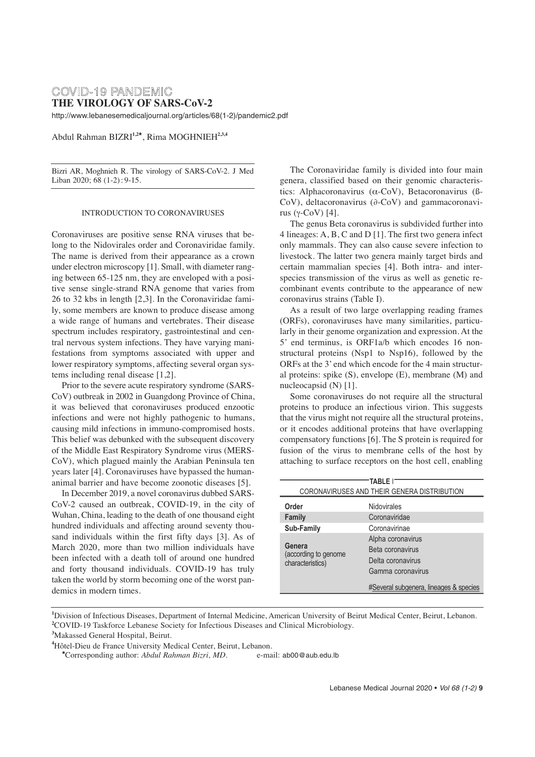COVID-19 PANDEMIC

# THE VIROLOGY OF SARS-CoV-2

http://www.lebanesemedicaljournal.org/articles/68(1-2)/pandemic2.pdf

Abdul Rahman BIZRI[1,2*], Rima MOGHNIEH[2,3,4]

Bizri AR, Moghnieh R. The virology of SARS-CoV-2. J Med Liban 2020; 68 (1-2): 9-15.

## INTRODUCTION TO CORONAVIRUSES

Coronaviruses are positive sense RNA viruses that belong to the Nidovirales order and Coronaviridae family. The name is derived from their appearance as a crown under electron microscopy [1]. Small, with diameter ranging between 65-125 nm, they are enveloped with a positive sense single-strand RNA genome that varies from 26 to 32 kbs in length [2,3]. In the Coronaviridae family, some members are known to produce disease among a wide range of humans and vertebrates. Their disease spectrum includes respiratory, gastrointestinal and central nervous system infections. They have varying manifestations from symptoms associated with upper and lower respiratory symptoms, affecting several organ systems including renal disease [1,2].

Prior to the severe acute respiratory syndrome (SARS-CoV) outbreak in 2002 in Guangdong Province of China, it was believed that coronaviruses produced enzootic infections and were not highly pathogenic to humans, causing mild infections in immuno-compromised hosts. This belief was debunked with the subsequent discovery of the Middle East Respiratory Syndrome virus (MERS-CoV), which plagued mainly the Arabian Peninsula ten years later [4]. Coronaviruses have bypassed the human-animal barrier and have become zoonotic diseases [5].

In December 2019, a novel coronavirus dubbed SARS-CoV-2 caused an outbreak, COVID-19, in the city of Wuhan, China, leading to the death of one thousand eight hundred individuals and affecting around seventy thousand individuals within the first fifty days [3]. As of March 2020, more than two million individuals have been infected with a death toll of around one hundred and forty thousand individuals. COVID-19 has truly taken the world by storm becoming one of the worst pandemics in modern times.

The Coronaviridae family is divided into four main genera, classified based on their genomic characteristics: Alphacoronavirus (α-CoV), Betacoronavirus (ß-CoV), deltacoronavirus (∂-CoV) and gammacoronavirus (γ-CoV) [4].

The genus Beta coronavirus is subdivided further into 4 lineages: A, B, C and D [1]. The first two genera infect only mammals. They can also cause severe infection to livestock. The latter two genera mainly target birds and certain mammalian species [4]. Both intra- and inter-species transmission of the virus as well as genetic recombinant events contribute to the appearance of new coronavirus strains (Table I).

As a result of two large overlapping reading frames (ORFs), coronaviruses have many similarities, particularly in their genome organization and expression. At the 5' end terminus, is ORF1a/b which encodes 16 nonstructural proteins (Nsp1 to Nsp16), followed by the ORFs at the 3' end which encode for the 4 main structural proteins: spike (S), envelope (E), membrane (M) and nucleocapsid (N) [1].

Some coronaviruses do not require all the structural proteins to produce an infectious virion. This suggests that the virus might not require all the structural proteins, or it encodes additional proteins that have overlapping compensatory functions [6]. The S protein is required for fusion of the virus to membrane cells of the host by attaching to surface receptors on the host cell, enabling

**TABLE I**
CORONAVIRUSES AND THEIR GENERA DISTRIBUTION

| | |
|---|---|
| **Order** | Nidovirales |
| **Family** | Coronaviridae |
| **Sub-Family** | Coronavirinae |
| **Genera** (according to genome characteristics) | Alpha coronavirus<br>Beta coronavirus<br>Delta coronavirus<br>Gamma coronavirus<br><br>#Several subgenera, lineages & species |

[1]Division of Infectious Diseases, Department of Internal Medicine, American University of Beirut Medical Center, Beirut, Lebanon.
[2]COVID-19 Taskforce Lebanese Society for Infectious Diseases and Clinical Microbiology.
[3]Makassed General Hospital, Beirut.
[4]Hôtel-Dieu de France University Medical Center, Beirut, Lebanon.
*Corresponding author: *Abdul Rahman Bizri, MD.* e-mail: ab00@aub.edu.lb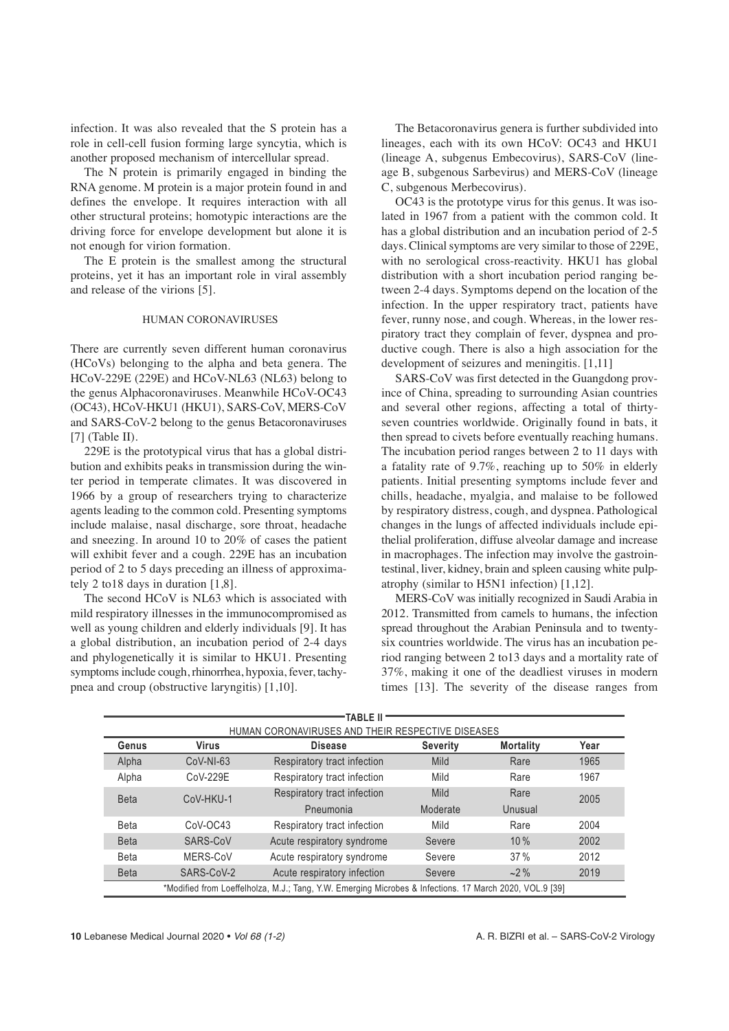infection. It was also revealed that the S protein has a role in cell-cell fusion forming large syncytia, which is another proposed mechanism of intercellular spread.

The N protein is primarily engaged in binding the RNA genome. M protein is a major protein found in and defines the envelope. It requires interaction with all other structural proteins; homotypic interactions are the driving force for envelope development but alone it is not enough for virion formation.

The E protein is the smallest among the structural proteins, yet it has an important role in viral assembly and release of the virions [5].

## HUMAN CORONAVIRUSES

There are currently seven different human coronavirus (HCoVs) belonging to the alpha and beta genera. The HCoV-229E (229E) and HCoV-NL63 (NL63) belong to the genus Alphacoronaviruses. Meanwhile HCoV-OC43 (OC43), HCoV-HKU1 (HKU1), SARS-CoV, MERS-CoV and SARS-CoV-2 belong to the genus Betacoronaviruses [7] (Table II).

229E is the prototypical virus that has a global distribution and exhibits peaks in transmission during the winter period in temperate climates. It was discovered in 1966 by a group of researchers trying to characterize agents leading to the common cold. Presenting symptoms include malaise, nasal discharge, sore throat, headache and sneezing. In around 10 to 20% of cases the patient will exhibit fever and a cough. 229E has an incubation period of 2 to 5 days preceding an illness of approximately 2 to18 days in duration [1,8].

The second HCoV is NL63 which is associated with mild respiratory illnesses in the immunocompromised as well as young children and elderly individuals [9]. It has a global distribution, an incubation period of 2-4 days and phylogenetically it is similar to HKU1. Presenting symptoms include cough, rhinorrhea, hypoxia, fever, tachypnea and croup (obstructive laryngitis) [1,10].

The Betacoronavirus genera is further subdivided into lineages, each with its own HCoV: OC43 and HKU1 (lineage A, subgenus Embecovirus), SARS-CoV (lineage B, subgenous Sarbevirus) and MERS-CoV (lineage C, subgenous Merbecovirus).

OC43 is the prototype virus for this genus. It was isolated in 1967 from a patient with the common cold. It has a global distribution and an incubation period of 2-5 days. Clinical symptoms are very similar to those of 229E, with no serological cross-reactivity. HKU1 has global distribution with a short incubation period ranging between 2-4 days. Symptoms depend on the location of the infection. In the upper respiratory tract, patients have fever, runny nose, and cough. Whereas, in the lower respiratory tract they complain of fever, dyspnea and productive cough. There is also a high association for the development of seizures and meningitis. [1,11]

SARS-CoV was first detected in the Guangdong province of China, spreading to surrounding Asian countries and several other regions, affecting a total of thirty-seven countries worldwide. Originally found in bats, it then spread to civets before eventually reaching humans. The incubation period ranges between 2 to 11 days with a fatality rate of 9.7%, reaching up to 50% in elderly patients. Initial presenting symptoms include fever and chills, headache, myalgia, and malaise to be followed by respiratory distress, cough, and dyspnea. Pathological changes in the lungs of affected individuals include epithelial proliferation, diffuse alveolar damage and increase in macrophages. The infection may involve the gastrointestinal, liver, kidney, brain and spleen causing white pulp-atrophy (similar to H5N1 infection) [1,12].

MERS-CoV was initially recognized in Saudi Arabia in 2012. Transmitted from camels to humans, the infection spread throughout the Arabian Peninsula and to twenty-six countries worldwide. The virus has an incubation period ranging between 2 to13 days and a mortality rate of 37%, making it one of the deadliest viruses in modern times [13]. The severity of the disease ranges from

**TABLE II**

HUMAN CORONAVIRUSES AND THEIR RESPECTIVE DISEASES

| Genus | Virus | Disease | Severity | Mortality | Year |
|---|---|---|---|---|---|
| Alpha | CoV-NI-63 | Respiratory tract infection | Mild | Rare | 1965 |
| Alpha | CoV-229E | Respiratory tract infection | Mild | Rare | 1967 |
| Beta | CoV-HKU-1 | Respiratory tract infection | Mild | Rare | 2005 |
| | | Pneumonia | Moderate | Unusual | |
| Beta | CoV-OC43 | Respiratory tract infection | Mild | Rare | 2004 |
| Beta | SARS-CoV | Acute respiratory syndrome | Severe | 10 % | 2002 |
| Beta | MERS-CoV | Acute respiratory syndrome | Severe | 37 % | 2012 |
| Beta | SARS-CoV-2 | Acute respiratory infection | Severe | ~2 % | 2019 |

*Modified from Loeffelholza, M.J.; Tang, Y.W. Emerging Microbes & Infections. 17 March 2020, VOL.9 [39]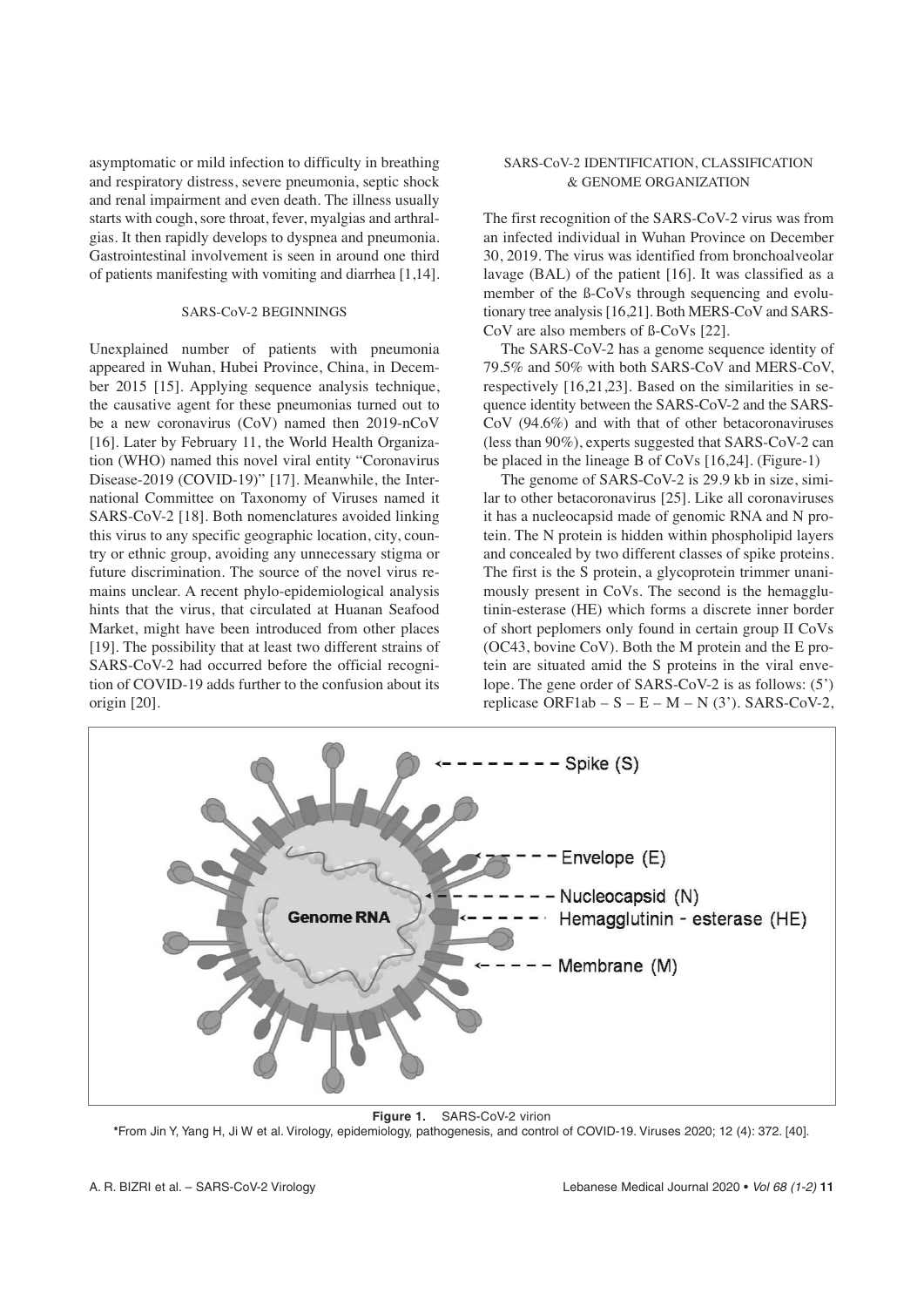asymptomatic or mild infection to difficulty in breathing and respiratory distress, severe pneumonia, septic shock and renal impairment and even death. The illness usually starts with cough, sore throat, fever, myalgias and arthralgias. It then rapidly develops to dyspnea and pneumonia. Gastrointestinal involvement is seen in around one third of patients manifesting with vomiting and diarrhea [1,14].

## SARS-CoV-2 BEGINNINGS

Unexplained number of patients with pneumonia appeared in Wuhan, Hubei Province, China, in December 2015 [15]. Applying sequence analysis technique, the causative agent for these pneumonias turned out to be a new coronavirus (CoV) named then 2019-nCoV [16]. Later by February 11, the World Health Organization (WHO) named this novel viral entity "Coronavirus Disease-2019 (COVID-19)" [17]. Meanwhile, the International Committee on Taxonomy of Viruses named it SARS-CoV-2 [18]. Both nomenclatures avoided linking this virus to any specific geographic location, city, country or ethnic group, avoiding any unnecessary stigma or future discrimination. The source of the novel virus remains unclear. A recent phylo-epidemiological analysis hints that the virus, that circulated at Huanan Seafood Market, might have been introduced from other places [19]. The possibility that at least two different strains of SARS-CoV-2 had occurred before the official recognition of COVID-19 adds further to the confusion about its origin [20].

## SARS-CoV-2 IDENTIFICATION, CLASSIFICATION & GENOME ORGANIZATION

The first recognition of the SARS-CoV-2 virus was from an infected individual in Wuhan Province on December 30, 2019. The virus was identified from bronchoalveolar lavage (BAL) of the patient [16]. It was classified as a member of the ß-CoVs through sequencing and evolutionary tree analysis [16,21]. Both MERS-CoV and SARS-CoV are also members of ß-CoVs [22].

The SARS-CoV-2 has a genome sequence identity of 79.5% and 50% with both SARS-CoV and MERS-CoV, respectively [16,21,23]. Based on the similarities in sequence identity between the SARS-CoV-2 and the SARS-CoV (94.6%) and with that of other betacoronaviruses (less than 90%), experts suggested that SARS-CoV-2 can be placed in the lineage B of CoVs [16,24]. (Figure-1)

The genome of SARS-CoV-2 is 29.9 kb in size, similar to other betacoronavirus [25]. Like all coronaviruses it has a nucleocapsid made of genomic RNA and N protein. The N protein is hidden within phospholipid layers and concealed by two different classes of spike proteins. The first is the S protein, a glycoprotein trimmer unanimously present in CoVs. The second is the hemagglutinin-esterase (HE) which forms a discrete inner border of short peplomers only found in certain group II CoVs (OC43, bovine CoV). Both the M protein and the E protein are situated amid the S proteins in the viral envelope. The gene order of SARS-CoV-2 is as follows: (5') replicase ORF1ab – S – E – M – N (3'). SARS-CoV-2,

**Figure 1.** SARS-CoV-2 virion

*From Jin Y, Yang H, Ji W et al. Virology, epidemiology, pathogenesis, and control of COVID-19. Viruses 2020; 12 (4): 372. [40].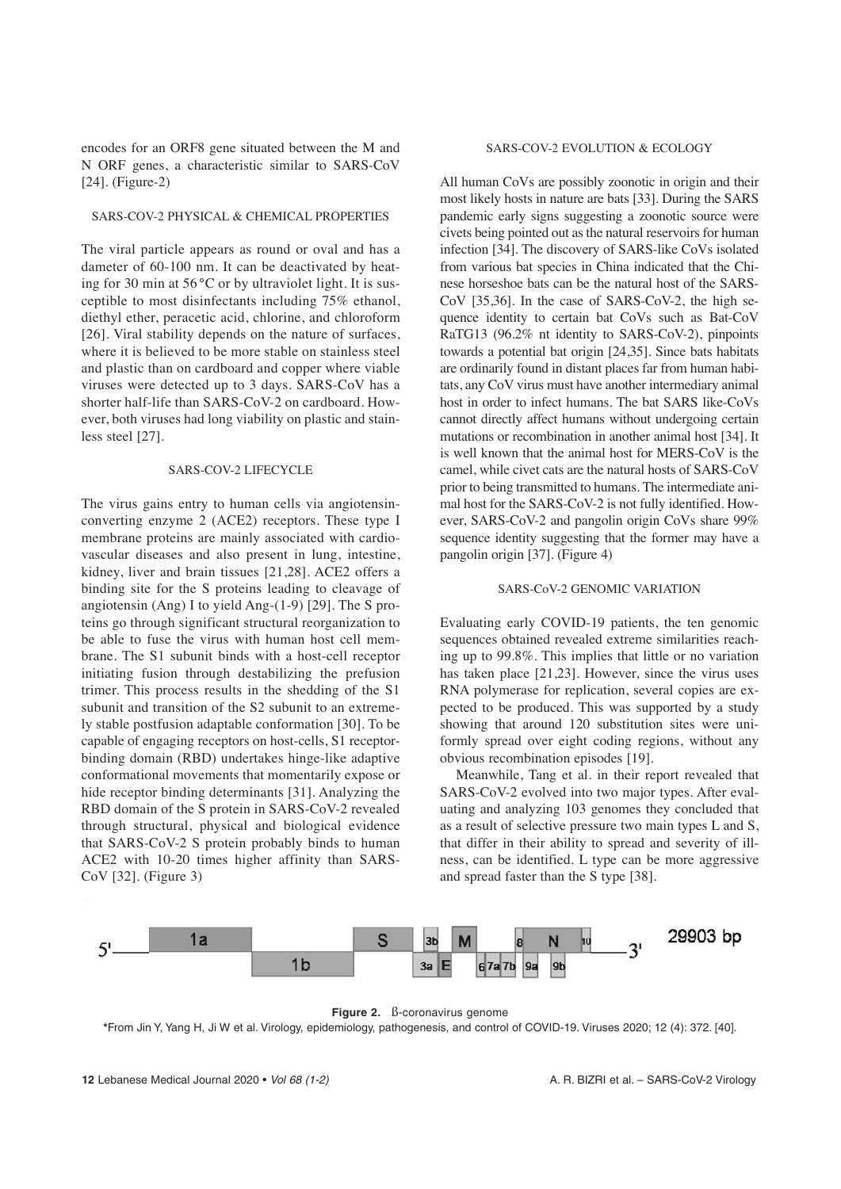encodes for an ORF8 gene situated between the M and N ORF genes, a characteristic similar to SARS-CoV [24]. (Figure-2)

## SARS-COV-2 PHYSICAL & CHEMICAL PROPERTIES

The viral particle appears as round or oval and has a dameter of 60-100 nm. It can be deactivated by heating for 30 min at 56 °C or by ultraviolet light. It is susceptible to most disinfectants including 75% ethanol, diethyl ether, peracetic acid, chlorine, and chloroform [26]. Viral stability depends on the nature of surfaces, where it is believed to be more stable on stainless steel and plastic than on cardboard and copper where viable viruses were detected up to 3 days. SARS-CoV has a shorter half-life than SARS-CoV-2 on cardboard. However, both viruses had long viability on plastic and stainless steel [27].

## SARS-COV-2 LIFECYCLE

The virus gains entry to human cells via angiotensin-converting enzyme 2 (ACE2) receptors. These type I membrane proteins are mainly associated with cardiovascular diseases and also present in lung, intestine, kidney, liver and brain tissues [21,28]. ACE2 offers a binding site for the S proteins leading to cleavage of angiotensin (Ang) I to yield Ang-(1-9) [29]. The S proteins go through significant structural reorganization to be able to fuse the virus with human host cell membrane. The S1 subunit binds with a host-cell receptor initiating fusion through destabilizing the prefusion trimer. This process results in the shedding of the S1 subunit and transition of the S2 subunit to an extremely stable postfusion adaptable conformation [30]. To be capable of engaging receptors on host-cells, S1 receptor-binding domain (RBD) undertakes hinge-like adaptive conformational movements that momentarily expose or hide receptor binding determinants [31]. Analyzing the RBD domain of the S protein in SARS-CoV-2 revealed through structural, physical and biological evidence that SARS-CoV-2 S protein probably binds to human ACE2 with 10-20 times higher affinity than SARS-CoV [32]. (Figure 3)

## SARS-COV-2 EVOLUTION & ECOLOGY

All human CoVs are possibly zoonotic in origin and their most likely hosts in nature are bats [33]. During the SARS pandemic early signs suggesting a zoonotic source were civets being pointed out as the natural reservoirs for human infection [34]. The discovery of SARS-like CoVs isolated from various bat species in China indicated that the Chinese horseshoe bats can be the natural host of the SARS-CoV [35,36]. In the case of SARS-CoV-2, the high sequence identity to certain bat CoVs such as Bat-CoV RaTG13 (96.2% nt identity to SARS-CoV-2), pinpoints towards a potential bat origin [24,35]. Since bats habitats are ordinarily found in distant places far from human habitats, any CoV virus must have another intermediary animal host in order to infect humans. The bat SARS like-CoVs cannot directly affect humans without undergoing certain mutations or recombination in another animal host [34]. It is well known that the animal host for MERS-CoV is the camel, while civet cats are the natural hosts of SARS-CoV prior to being transmitted to humans. The intermediate animal host for the SARS-CoV-2 is not fully identified. However, SARS-CoV-2 and pangolin origin CoVs share 99% sequence identity suggesting that the former may have a pangolin origin [37]. (Figure 4)

## SARS-CoV-2 GENOMIC VARIATION

Evaluating early COVID-19 patients, the ten genomic sequences obtained revealed extreme similarities reaching up to 99.8%. This implies that little or no variation has taken place [21,23]. However, since the virus uses RNA polymerase for replication, several copies are expected to be produced. This was supported by a study showing that around 120 substitution sites were uniformly spread over eight coding regions, without any obvious recombination episodes [19].

Meanwhile, Tang et al. in their report revealed that SARS-CoV-2 evolved into two major types. After evaluating and analyzing 103 genomes they concluded that as a result of selective pressure two main types L and S, that differ in their ability to spread and severity of illness, can be identified. L type can be more aggressive and spread faster than the S type [38].

5' — 1a — 1b — S — 3b — 3a — E — M — 6 — 7a — 7b — 8 — 9a — N — 9b — 10 — 3' 29903 bp

**Figure 2.** ß-coronavirus genome

*From Jin Y, Yang H, Ji W et al. Virology, epidemiology, pathogenesis, and control of COVID-19. Viruses 2020; 12 (4): 372. [40].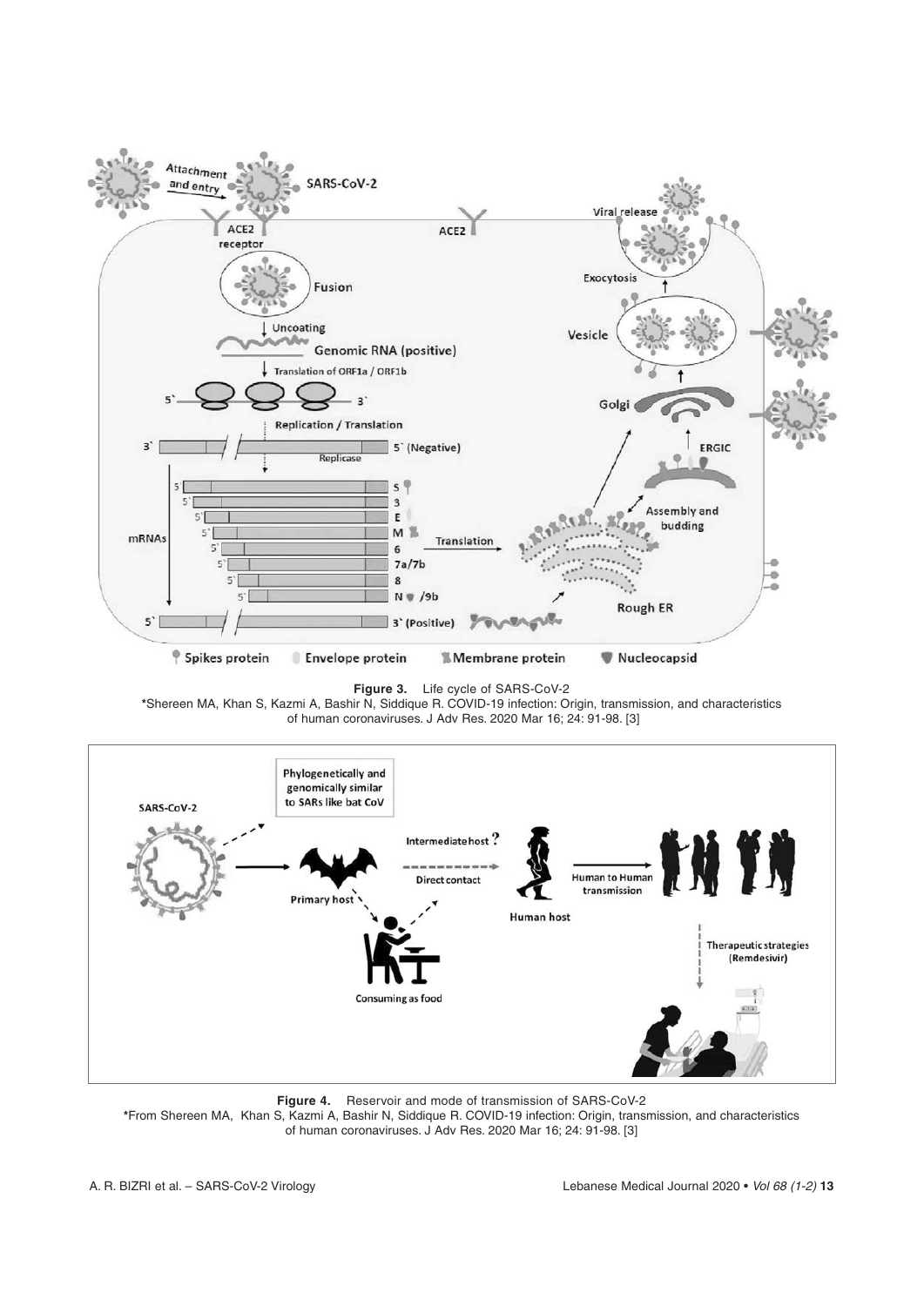**Figure 3.** Life cycle of SARS-CoV-2
*Shereen MA, Khan S, Kazmi A, Bashir N, Siddique R. COVID-19 infection: Origin, transmission, and characteristics of human coronaviruses. J Adv Res. 2020 Mar 16; 24: 91-98. [3]

**Figure 4.** Reservoir and mode of transmission of SARS-CoV-2
*From Shereen MA, Khan S, Kazmi A, Bashir N, Siddique R. COVID-19 infection: Origin, transmission, and characteristics of human coronaviruses. J Adv Res. 2020 Mar 16; 24: 91-98. [3]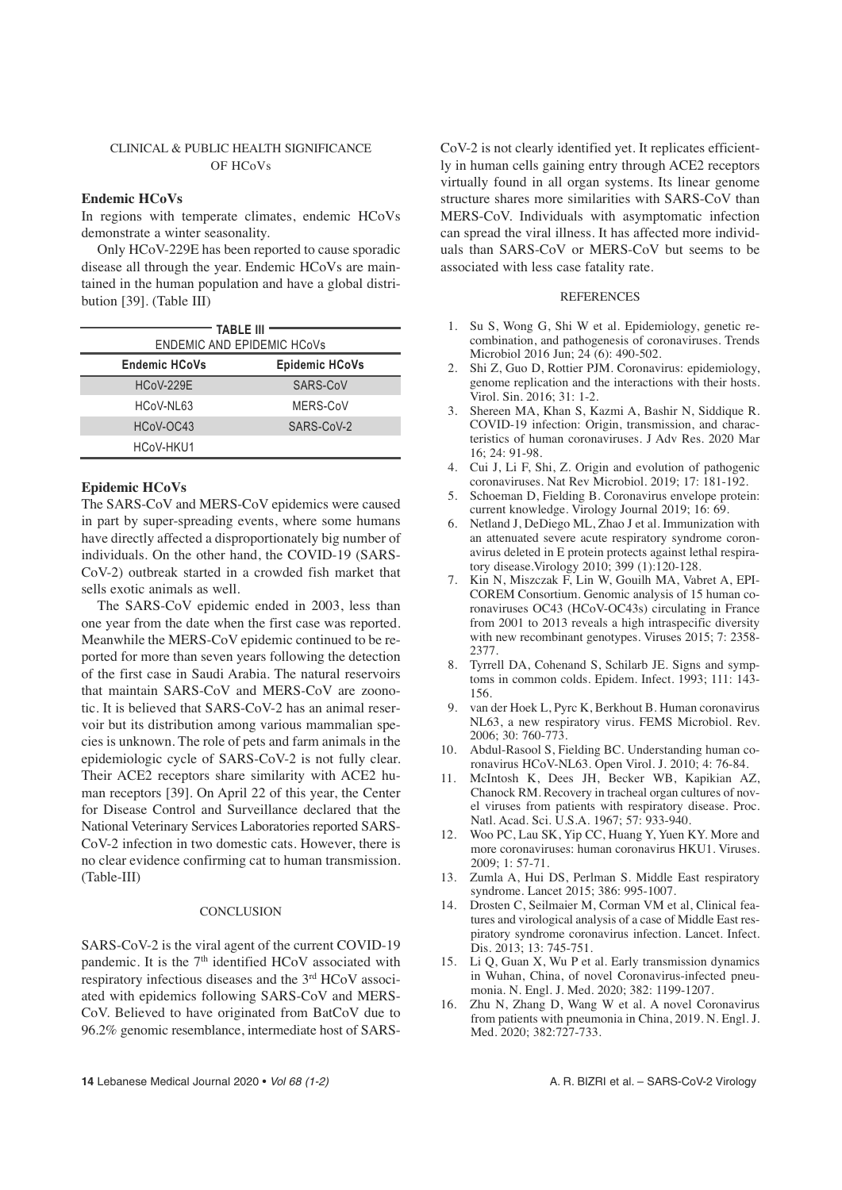## CLINICAL & PUBLIC HEALTH SIGNIFICANCE OF HCoVs

### Endemic HCoVs

In regions with temperate climates, endemic HCoVs demonstrate a winter seasonality.

Only HCoV-229E has been reported to cause sporadic disease all through the year. Endemic HCoVs are maintained in the human population and have a global distribution [39]. (Table III)

**TABLE III**
ENDEMIC AND EPIDEMIC HCoVs

| Endemic HCoVs | Epidemic HCoVs |
|---|---|
| HCoV-229E | SARS-CoV |
| HCoV-NL63 | MERS-CoV |
| HCoV-OC43 | SARS-CoV-2 |
| HCoV-HKU1 | |

### Epidemic HCoVs

The SARS-CoV and MERS-CoV epidemics were caused in part by super-spreading events, where some humans have directly affected a disproportionately big number of individuals. On the other hand, the COVID-19 (SARS-CoV-2) outbreak started in a crowded fish market that sells exotic animals as well.

The SARS-CoV epidemic ended in 2003, less than one year from the date when the first case was reported. Meanwhile the MERS-CoV epidemic continued to be reported for more than seven years following the detection of the first case in Saudi Arabia. The natural reservoirs that maintain SARS-CoV and MERS-CoV are zoonotic. It is believed that SARS-CoV-2 has an animal reservoir but its distribution among various mammalian species is unknown. The role of pets and farm animals in the epidemiologic cycle of SARS-CoV-2 is not fully clear. Their ACE2 receptors share similarity with ACE2 human receptors [39]. On April 22 of this year, the Center for Disease Control and Surveillance declared that the National Veterinary Services Laboratories reported SARS-CoV-2 infection in two domestic cats. However, there is no clear evidence confirming cat to human transmission. (Table-III)

## CONCLUSION

SARS-CoV-2 is the viral agent of the current COVID-19 pandemic. It is the 7th identified HCoV associated with respiratory infectious diseases and the 3rd HCoV associated with epidemics following SARS-CoV and MERS-CoV. Believed to have originated from BatCoV due to 96.2% genomic resemblance, intermediate host of SARS-CoV-2 is not clearly identified yet. It replicates efficiently in human cells gaining entry through ACE2 receptors virtually found in all organ systems. Its linear genome structure shares more similarities with SARS-CoV than MERS-CoV. Individuals with asymptomatic infection can spread the viral illness. It has affected more individuals than SARS-CoV or MERS-CoV but seems to be associated with less case fatality rate.

## REFERENCES

1. Su S, Wong G, Shi W et al. Epidemiology, genetic recombination, and pathogenesis of coronaviruses. Trends Microbiol 2016 Jun; 24 (6): 490-502.
2. Shi Z, Guo D, Rottier PJM. Coronavirus: epidemiology, genome replication and the interactions with their hosts. Virol. Sin. 2016; 31: 1-2.
3. Shereen MA, Khan S, Kazmi A, Bashir N, Siddique R. COVID-19 infection: Origin, transmission, and characteristics of human coronaviruses. J Adv Res. 2020 Mar 16; 24: 91-98.
4. Cui J, Li F, Shi, Z. Origin and evolution of pathogenic coronaviruses. Nat Rev Microbiol. 2019; 17: 181-192.
5. Schoeman D, Fielding B. Coronavirus envelope protein: current knowledge. Virology Journal 2019; 16: 69.
6. Netland J, DeDiego ML, Zhao J et al. Immunization with an attenuated severe acute respiratory syndrome coronavirus deleted in E protein protects against lethal respiratory disease.Virology 2010; 399 (1):120-128.
7. Kin N, Miszczak F, Lin W, Gouilh MA, Vabret A, EPICOREM Consortium. Genomic analysis of 15 human coronaviruses OC43 (HCoV-OC43s) circulating in France from 2001 to 2013 reveals a high intraspecific diversity with new recombinant genotypes. Viruses 2015; 7: 2358-2377.
8. Tyrrell DA, Cohenand S, Schilarb JE. Signs and symptoms in common colds. Epidem. Infect. 1993; 111: 143-156.
9. van der Hoek L, Pyrc K, Berkhout B. Human coronavirus NL63, a new respiratory virus. FEMS Microbiol. Rev. 2006; 30: 760-773.
10. Abdul-Rasool S, Fielding BC. Understanding human coronavirus HCoV-NL63. Open Virol. J. 2010; 4: 76-84.
11. McIntosh K, Dees JH, Becker WB, Kapikian AZ, Chanock RM. Recovery in tracheal organ cultures of novel viruses from patients with respiratory disease. Proc. Natl. Acad. Sci. U.S.A. 1967; 57: 933-940.
12. Woo PC, Lau SK, Yip CC, Huang Y, Yuen KY. More and more coronaviruses: human coronavirus HKU1. Viruses. 2009; 1: 57-71.
13. Zumla A, Hui DS, Perlman S. Middle East respiratory syndrome. Lancet 2015; 386: 995-1007.
14. Drosten C, Seilmaier M, Corman VM et al, Clinical features and virological analysis of a case of Middle East respiratory syndrome coronavirus infection. Lancet. Infect. Dis. 2013; 13: 745-751.
15. Li Q, Guan X, Wu P et al. Early transmission dynamics in Wuhan, China, of novel Coronavirus-infected pneumonia. N. Engl. J. Med. 2020; 382: 1199-1207.
16. Zhu N, Zhang D, Wang W et al. A novel Coronavirus from patients with pneumonia in China, 2019. N. Engl. J. Med. 2020; 382:727-733.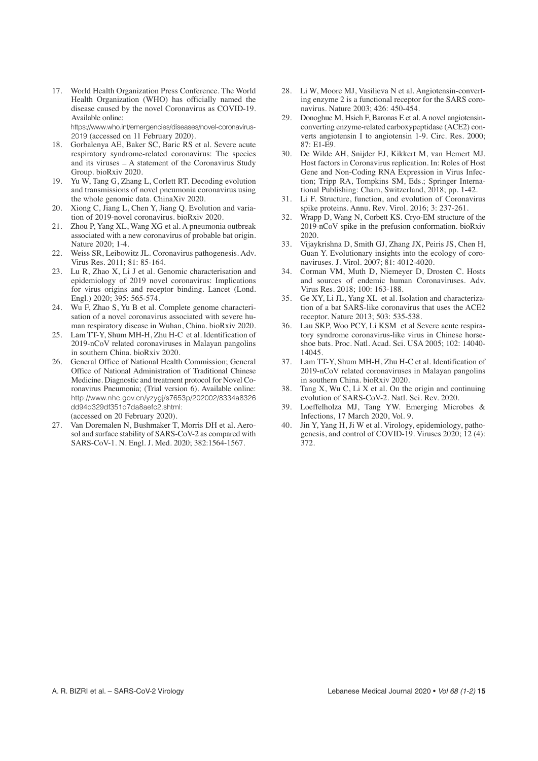17. World Health Organization Press Conference. The World Health Organization (WHO) has officially named the disease caused by the novel Coronavirus as COVID-19. Available online: https://www.who.int/emergencies/diseases/novel-coronavirus-2019 (accessed on 11 February 2020).
18. Gorbalenya AE, Baker SC, Baric RS et al. Severe acute respiratory syndrome-related coronavirus: The species and its viruses – A statement of the Coronavirus Study Group. bioRxiv 2020.
19. Yu W, Tang G, Zhang L, Corlett RT. Decoding evolution and transmissions of novel pneumonia coronavirus using the whole genomic data. ChinaXiv 2020.
20. Xiong C, Jiang L, Chen Y, Jiang Q. Evolution and variation of 2019-novel coronavirus. bioRxiv 2020.
21. Zhou P, Yang XL, Wang XG et al. A pneumonia outbreak associated with a new coronavirus of probable bat origin. Nature 2020; 1-4.
22. Weiss SR, Leibowitz JL. Coronavirus pathogenesis. Adv. Virus Res. 2011; 81: 85-164.
23. Lu R, Zhao X, Li J et al. Genomic characterisation and epidemiology of 2019 novel coronavirus: Implications for virus origins and receptor binding. Lancet (Lond. Engl.) 2020; 395: 565-574.
24. Wu F, Zhao S, Yu B et al. Complete genome characterisation of a novel coronavirus associated with severe human respiratory disease in Wuhan, China. bioRxiv 2020.
25. Lam TT-Y, Shum MH-H, Zhu H-C et al. Identification of 2019-nCoV related coronaviruses in Malayan pangolins in southern China. bioRxiv 2020.
26. General Office of National Health Commission; General Office of National Administration of Traditional Chinese Medicine. Diagnostic and treatment protocol for Novel Coronavirus Pneumonia; (Trial version 6). Available online: http://www.nhc.gov.cn/yzygj/s7653p/202002/8334a8326dd94d329df351d7da8aefc2.shtml: (accessed on 20 February 2020).
27. Van Doremalen N, Bushmaker T, Morris DH et al. Aerosol and surface stability of SARS-CoV-2 as compared with SARS-CoV-1. N. Engl. J. Med. 2020; 382:1564-1567.
28. Li W, Moore MJ, Vasilieva N et al. Angiotensin-converting enzyme 2 is a functional receptor for the SARS coronavirus. Nature 2003; 426: 450-454.
29. Donoghue M, Hsieh F, Baronas E et al. A novel angiotensin-converting enzyme-related carboxypeptidase (ACE2) converts angiotensin I to angiotensin 1-9. Circ. Res. 2000; 87: E1-E9.
30. De Wilde AH, Snijder EJ, Kikkert M, van Hemert MJ. Host factors in Coronavirus replication. In: Roles of Host Gene and Non-Coding RNA Expression in Virus Infection; Tripp RA, Tompkins SM, Eds.; Springer International Publishing: Cham, Switzerland, 2018; pp. 1-42.
31. Li F. Structure, function, and evolution of Coronavirus spike proteins. Annu. Rev. Virol. 2016; 3: 237-261.
32. Wrapp D, Wang N, Corbett KS. Cryo-EM structure of the 2019-nCoV spike in the prefusion conformation. bioRxiv 2020.
33. Vijaykrishna D, Smith GJ, Zhang JX, Peiris JS, Chen H, Guan Y. Evolutionary insights into the ecology of coronaviruses. J. Virol. 2007; 81: 4012-4020.
34. Corman VM, Muth D, Niemeyer D, Drosten C. Hosts and sources of endemic human Coronaviruses. Adv. Virus Res. 2018; 100: 163-188.
35. Ge XY, Li JL, Yang XL et al. Isolation and characterization of a bat SARS-like coronavirus that uses the ACE2 receptor. Nature 2013; 503: 535-538.
36. Lau SKP, Woo PCY, Li KSM et al Severe acute respiratory syndrome coronavirus-like virus in Chinese horseshoe bats. Proc. Natl. Acad. Sci. USA 2005; 102: 14040-14045.
37. Lam TT-Y, Shum MH-H, Zhu H-C et al. Identification of 2019-nCoV related coronaviruses in Malayan pangolins in southern China. bioRxiv 2020.
38. Tang X, Wu C, Li X et al. On the origin and continuing evolution of SARS-CoV-2. Natl. Sci. Rev. 2020.
39. Loeffelholza MJ, Tang YW. Emerging Microbes & Infections, 17 March 2020, Vol. 9.
40. Jin Y, Yang H, Ji W et al. Virology, epidemiology, pathogenesis, and control of COVID-19. Viruses 2020; 12 (4): 372.